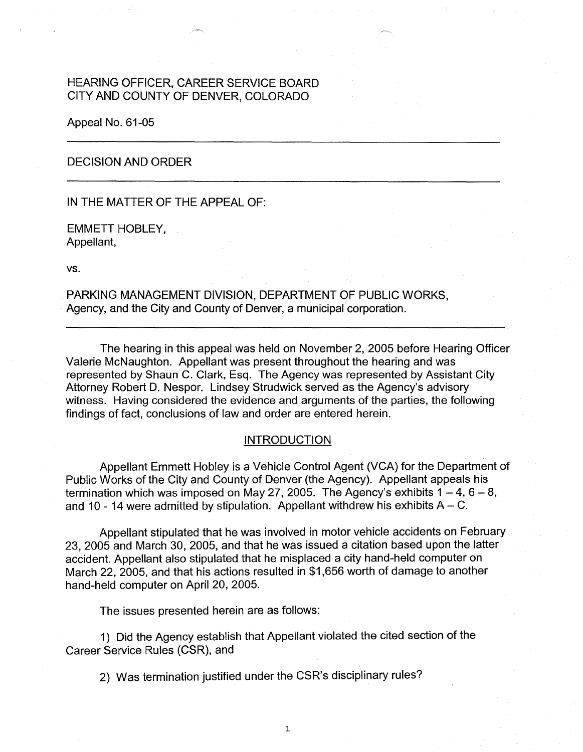HEARING OFFICER, CAREER SERVICE BOARD
CITY AND COUNTY OF DENVER, COLORADO

Appeal No. 61-05

---

DECISION AND ORDER

---

IN THE MATTER OF THE APPEAL OF:

EMMETT HOBLEY,
Appellant,

vs.

PARKING MANAGEMENT DIVISION, DEPARTMENT OF PUBLIC WORKS,
Agency, and the City and County of Denver, a municipal corporation.

---

The hearing in this appeal was held on November 2, 2005 before Hearing Officer Valerie McNaughton. Appellant was present throughout the hearing and was represented by Shaun C. Clark, Esq. The Agency was represented by Assistant City Attorney Robert D. Nespor. Lindsey Strudwick served as the Agency's advisory witness. Having considered the evidence and arguments of the parties, the following findings of fact, conclusions of law and order are entered herein.

## INTRODUCTION

Appellant Emmett Hobley is a Vehicle Control Agent (VCA) for the Department of Public Works of the City and County of Denver (the Agency). Appellant appeals his termination which was imposed on May 27, 2005. The Agency's exhibits 1 – 4, 6 – 8, and 10 - 14 were admitted by stipulation. Appellant withdrew his exhibits A – C.

Appellant stipulated that he was involved in motor vehicle accidents on February 23, 2005 and March 30, 2005, and that he was issued a citation based upon the latter accident. Appellant also stipulated that he misplaced a city hand-held computer on March 22, 2005, and that his actions resulted in $1,656 worth of damage to another hand-held computer on April 20, 2005.

The issues presented herein are as follows:

1) Did the Agency establish that Appellant violated the cited section of the Career Service Rules (CSR), and

2) Was termination justified under the CSR's disciplinary rules?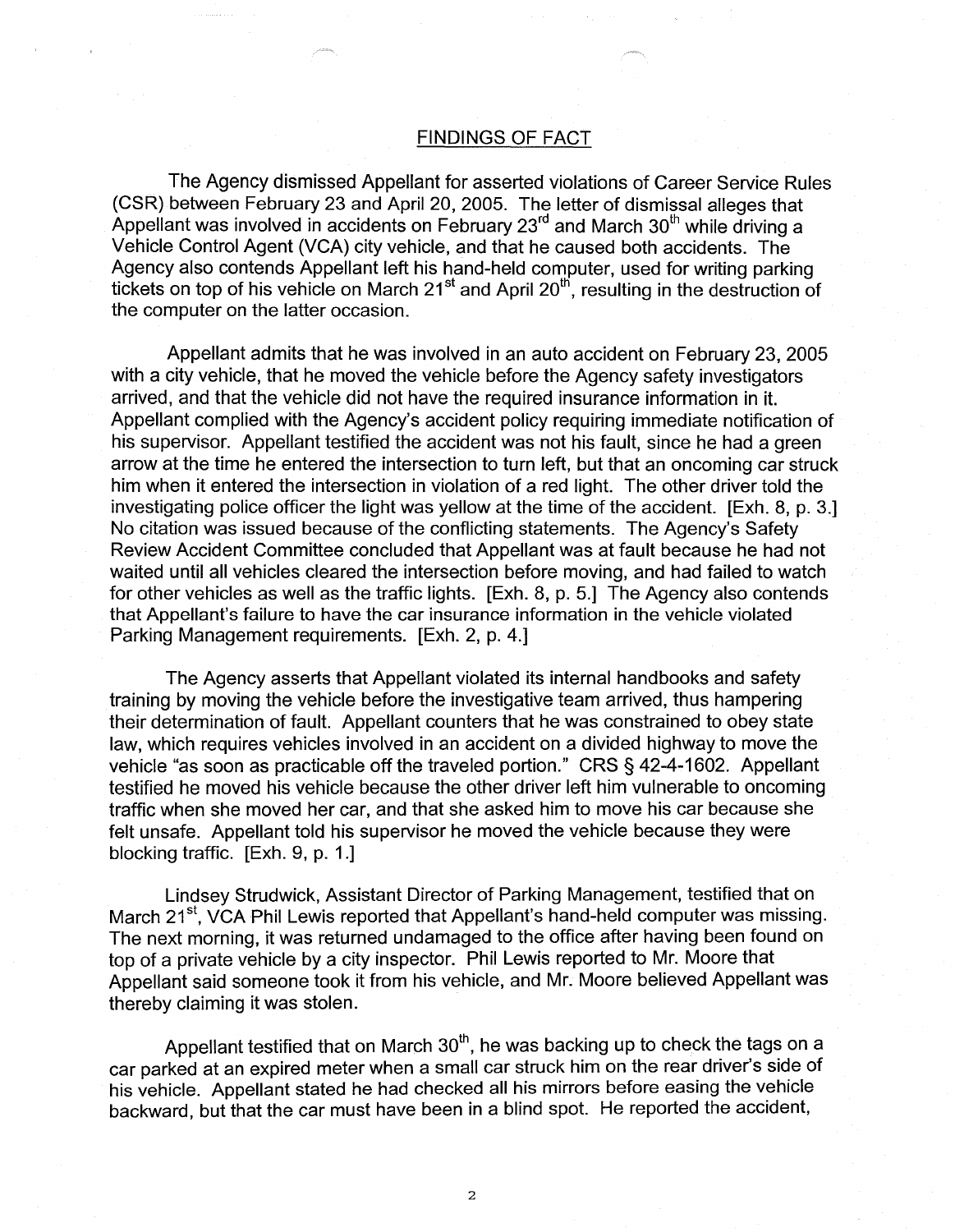## FINDINGS OF FACT

The Agency dismissed Appellant for asserted violations of Career Service Rules (CSR) between February 23 and April 20, 2005. The letter of dismissal alleges that Appellant was involved in accidents on February 23rd and March 30th while driving a Vehicle Control Agent (VCA) city vehicle, and that he caused both accidents. The Agency also contends Appellant left his hand-held computer, used for writing parking tickets on top of his vehicle on March 21st and April 20th, resulting in the destruction of the computer on the latter occasion.

Appellant admits that he was involved in an auto accident on February 23, 2005 with a city vehicle, that he moved the vehicle before the Agency safety investigators arrived, and that the vehicle did not have the required insurance information in it. Appellant complied with the Agency's accident policy requiring immediate notification of his supervisor. Appellant testified the accident was not his fault, since he had a green arrow at the time he entered the intersection to turn left, but that an oncoming car struck him when it entered the intersection in violation of a red light. The other driver told the investigating police officer the light was yellow at the time of the accident. [Exh. 8, p. 3.] No citation was issued because of the conflicting statements. The Agency's Safety Review Accident Committee concluded that Appellant was at fault because he had not waited until all vehicles cleared the intersection before moving, and had failed to watch for other vehicles as well as the traffic lights. [Exh. 8, p. 5.] The Agency also contends that Appellant's failure to have the car insurance information in the vehicle violated Parking Management requirements. [Exh. 2, p. 4.]

The Agency asserts that Appellant violated its internal handbooks and safety training by moving the vehicle before the investigative team arrived, thus hampering their determination of fault. Appellant counters that he was constrained to obey state law, which requires vehicles involved in an accident on a divided highway to move the vehicle "as soon as practicable off the traveled portion." CRS § 42-4-1602. Appellant testified he moved his vehicle because the other driver left him vulnerable to oncoming traffic when she moved her car, and that she asked him to move his car because she felt unsafe. Appellant told his supervisor he moved the vehicle because they were blocking traffic. [Exh. 9, p. 1.]

Lindsey Strudwick, Assistant Director of Parking Management, testified that on March 21st, VCA Phil Lewis reported that Appellant's hand-held computer was missing. The next morning, it was returned undamaged to the office after having been found on top of a private vehicle by a city inspector. Phil Lewis reported to Mr. Moore that Appellant said someone took it from his vehicle, and Mr. Moore believed Appellant was thereby claiming it was stolen.

Appellant testified that on March 30th, he was backing up to check the tags on a car parked at an expired meter when a small car struck him on the rear driver's side of his vehicle. Appellant stated he had checked all his mirrors before easing the vehicle backward, but that the car must have been in a blind spot. He reported the accident,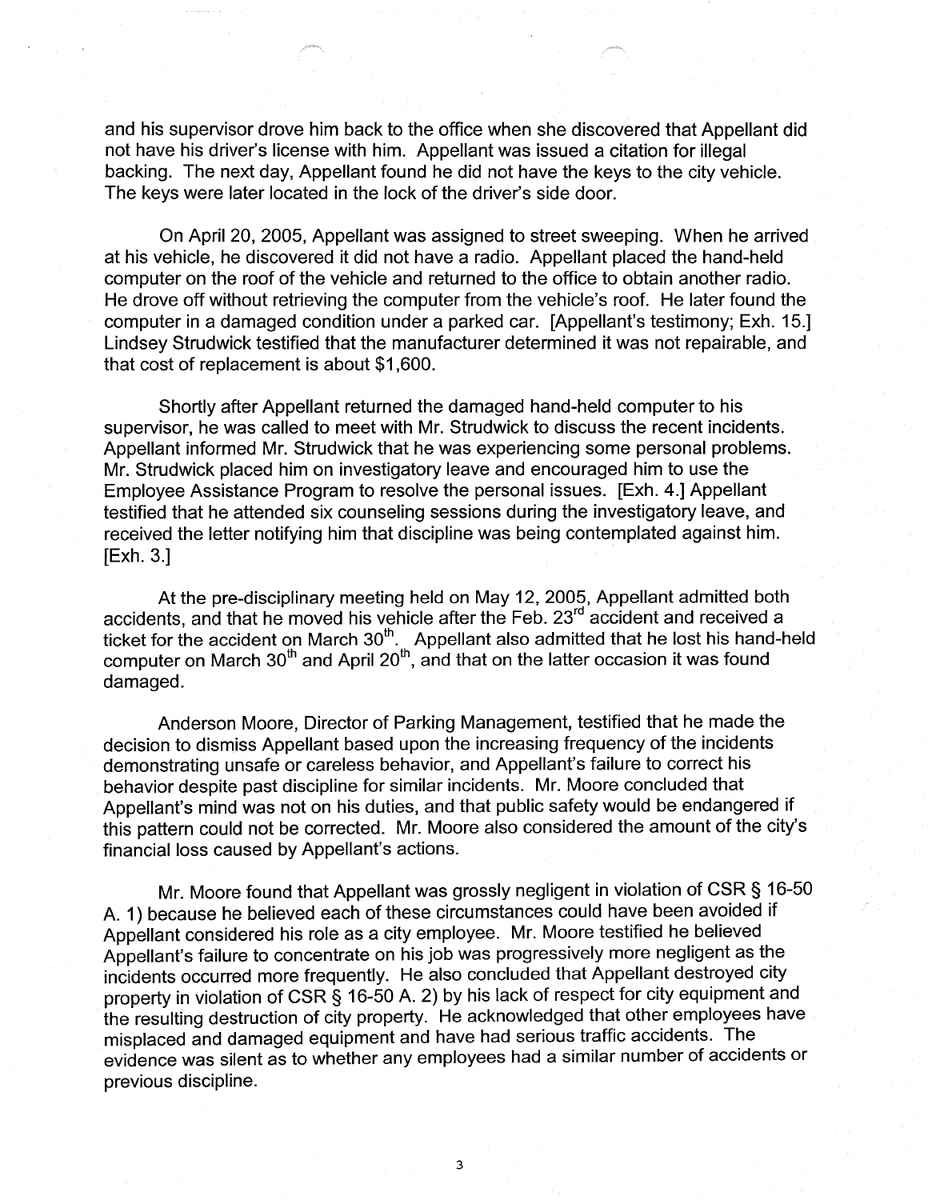and his supervisor drove him back to the office when she discovered that Appellant did not have his driver's license with him. Appellant was issued a citation for illegal backing. The next day, Appellant found he did not have the keys to the city vehicle. The keys were later located in the lock of the driver's side door.

On April 20, 2005, Appellant was assigned to street sweeping. When he arrived at his vehicle, he discovered it did not have a radio. Appellant placed the hand-held computer on the roof of the vehicle and returned to the office to obtain another radio. He drove off without retrieving the computer from the vehicle's roof. He later found the computer in a damaged condition under a parked car. [Appellant's testimony; Exh. 15.] Lindsey Strudwick testified that the manufacturer determined it was not repairable, and that cost of replacement is about $1,600.

Shortly after Appellant returned the damaged hand-held computer to his supervisor, he was called to meet with Mr. Strudwick to discuss the recent incidents. Appellant informed Mr. Strudwick that he was experiencing some personal problems. Mr. Strudwick placed him on investigatory leave and encouraged him to use the Employee Assistance Program to resolve the personal issues. [Exh. 4.] Appellant testified that he attended six counseling sessions during the investigatory leave, and received the letter notifying him that discipline was being contemplated against him. [Exh. 3.]

At the pre-disciplinary meeting held on May 12, 2005, Appellant admitted both accidents, and that he moved his vehicle after the Feb. 23rd accident and received a ticket for the accident on March 30th. Appellant also admitted that he lost his hand-held computer on March 30th and April 20th, and that on the latter occasion it was found damaged.

Anderson Moore, Director of Parking Management, testified that he made the decision to dismiss Appellant based upon the increasing frequency of the incidents demonstrating unsafe or careless behavior, and Appellant's failure to correct his behavior despite past discipline for similar incidents. Mr. Moore concluded that Appellant's mind was not on his duties, and that public safety would be endangered if this pattern could not be corrected. Mr. Moore also considered the amount of the city's financial loss caused by Appellant's actions.

Mr. Moore found that Appellant was grossly negligent in violation of CSR § 16-50 A. 1) because he believed each of these circumstances could have been avoided if Appellant considered his role as a city employee. Mr. Moore testified he believed Appellant's failure to concentrate on his job was progressively more negligent as the incidents occurred more frequently. He also concluded that Appellant destroyed city property in violation of CSR § 16-50 A. 2) by his lack of respect for city equipment and the resulting destruction of city property. He acknowledged that other employees have misplaced and damaged equipment and have had serious traffic accidents. The evidence was silent as to whether any employees had a similar number of accidents or previous discipline.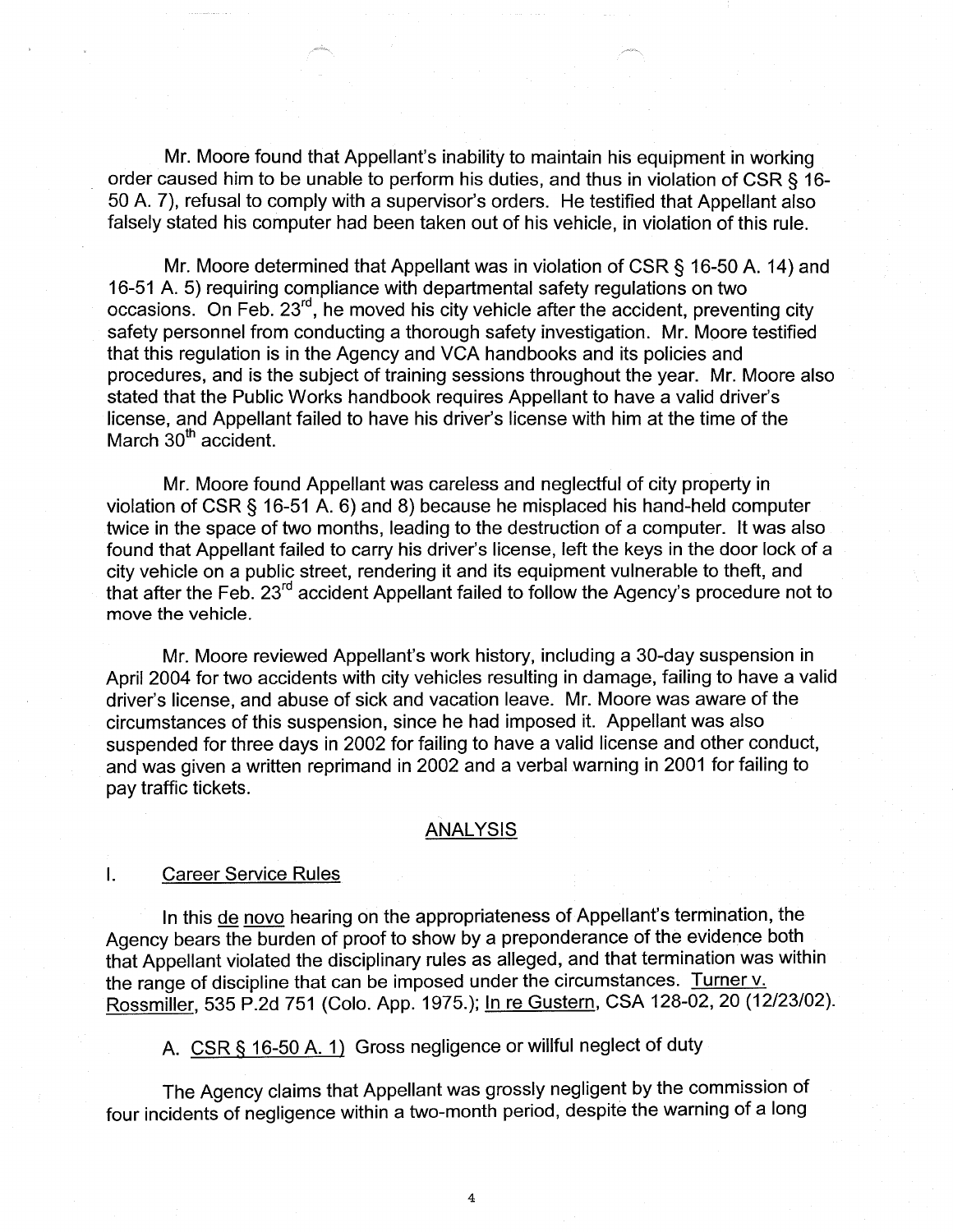Mr. Moore found that Appellant's inability to maintain his equipment in working order caused him to be unable to perform his duties, and thus in violation of CSR § 16-50 A. 7), refusal to comply with a supervisor's orders. He testified that Appellant also falsely stated his computer had been taken out of his vehicle, in violation of this rule.

Mr. Moore determined that Appellant was in violation of CSR § 16-50 A. 14) and 16-51 A. 5) requiring compliance with departmental safety regulations on two occasions. On Feb. 23rd, he moved his city vehicle after the accident, preventing city safety personnel from conducting a thorough safety investigation. Mr. Moore testified that this regulation is in the Agency and VCA handbooks and its policies and procedures, and is the subject of training sessions throughout the year. Mr. Moore also stated that the Public Works handbook requires Appellant to have a valid driver's license, and Appellant failed to have his driver's license with him at the time of the March 30th accident.

Mr. Moore found Appellant was careless and neglectful of city property in violation of CSR § 16-51 A. 6) and 8) because he misplaced his hand-held computer twice in the space of two months, leading to the destruction of a computer. It was also found that Appellant failed to carry his driver's license, left the keys in the door lock of a city vehicle on a public street, rendering it and its equipment vulnerable to theft, and that after the Feb. 23rd accident Appellant failed to follow the Agency's procedure not to move the vehicle.

Mr. Moore reviewed Appellant's work history, including a 30-day suspension in April 2004 for two accidents with city vehicles resulting in damage, failing to have a valid driver's license, and abuse of sick and vacation leave. Mr. Moore was aware of the circumstances of this suspension, since he had imposed it. Appellant was also suspended for three days in 2002 for failing to have a valid license and other conduct, and was given a written reprimand in 2002 and a verbal warning in 2001 for failing to pay traffic tickets.

## ANALYSIS

### I. Career Service Rules

In this de novo hearing on the appropriateness of Appellant's termination, the Agency bears the burden of proof to show by a preponderance of the evidence both that Appellant violated the disciplinary rules as alleged, and that termination was within the range of discipline that can be imposed under the circumstances. Turner v. Rossmiller, 535 P.2d 751 (Colo. App. 1975.); In re Gustern, CSA 128-02, 20 (12/23/02).

A. CSR § 16-50 A. 1) Gross negligence or willful neglect of duty

The Agency claims that Appellant was grossly negligent by the commission of four incidents of negligence within a two-month period, despite the warning of a long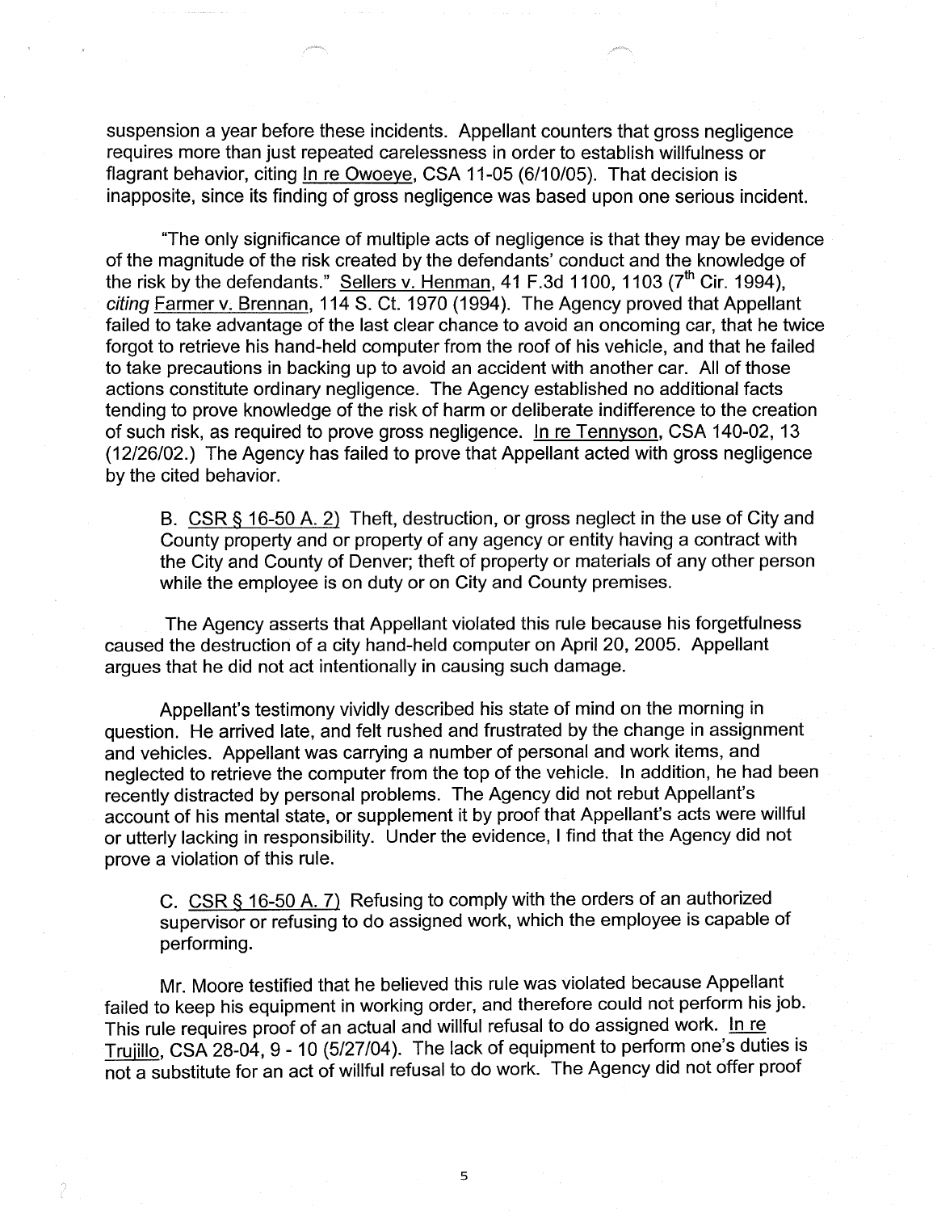suspension a year before these incidents. Appellant counters that gross negligence requires more than just repeated carelessness in order to establish willfulness or flagrant behavior, citing In re Owoeye, CSA 11-05 (6/10/05). That decision is inapposite, since its finding of gross negligence was based upon one serious incident.

"The only significance of multiple acts of negligence is that they may be evidence of the magnitude of the risk created by the defendants' conduct and the knowledge of the risk by the defendants." Sellers v. Henman, 41 F.3d 1100, 1103 (7th Cir. 1994), *citing* Farmer v. Brennan, 114 S. Ct. 1970 (1994). The Agency proved that Appellant failed to take advantage of the last clear chance to avoid an oncoming car, that he twice forgot to retrieve his hand-held computer from the roof of his vehicle, and that he failed to take precautions in backing up to avoid an accident with another car. All of those actions constitute ordinary negligence. The Agency established no additional facts tending to prove knowledge of the risk of harm or deliberate indifference to the creation of such risk, as required to prove gross negligence. In re Tennyson, CSA 140-02, 13 (12/26/02.) The Agency has failed to prove that Appellant acted with gross negligence by the cited behavior.

B. CSR § 16-50 A. 2) Theft, destruction, or gross neglect in the use of City and County property and or property of any agency or entity having a contract with the City and County of Denver; theft of property or materials of any other person while the employee is on duty or on City and County premises.

The Agency asserts that Appellant violated this rule because his forgetfulness caused the destruction of a city hand-held computer on April 20, 2005. Appellant argues that he did not act intentionally in causing such damage.

Appellant's testimony vividly described his state of mind on the morning in question. He arrived late, and felt rushed and frustrated by the change in assignment and vehicles. Appellant was carrying a number of personal and work items, and neglected to retrieve the computer from the top of the vehicle. In addition, he had been recently distracted by personal problems. The Agency did not rebut Appellant's account of his mental state, or supplement it by proof that Appellant's acts were willful or utterly lacking in responsibility. Under the evidence, I find that the Agency did not prove a violation of this rule.

C. CSR § 16-50 A. 7) Refusing to comply with the orders of an authorized supervisor or refusing to do assigned work, which the employee is capable of performing.

Mr. Moore testified that he believed this rule was violated because Appellant failed to keep his equipment in working order, and therefore could not perform his job. This rule requires proof of an actual and willful refusal to do assigned work. In re Trujillo, CSA 28-04, 9 - 10 (5/27/04). The lack of equipment to perform one's duties is not a substitute for an act of willful refusal to do work. The Agency did not offer proof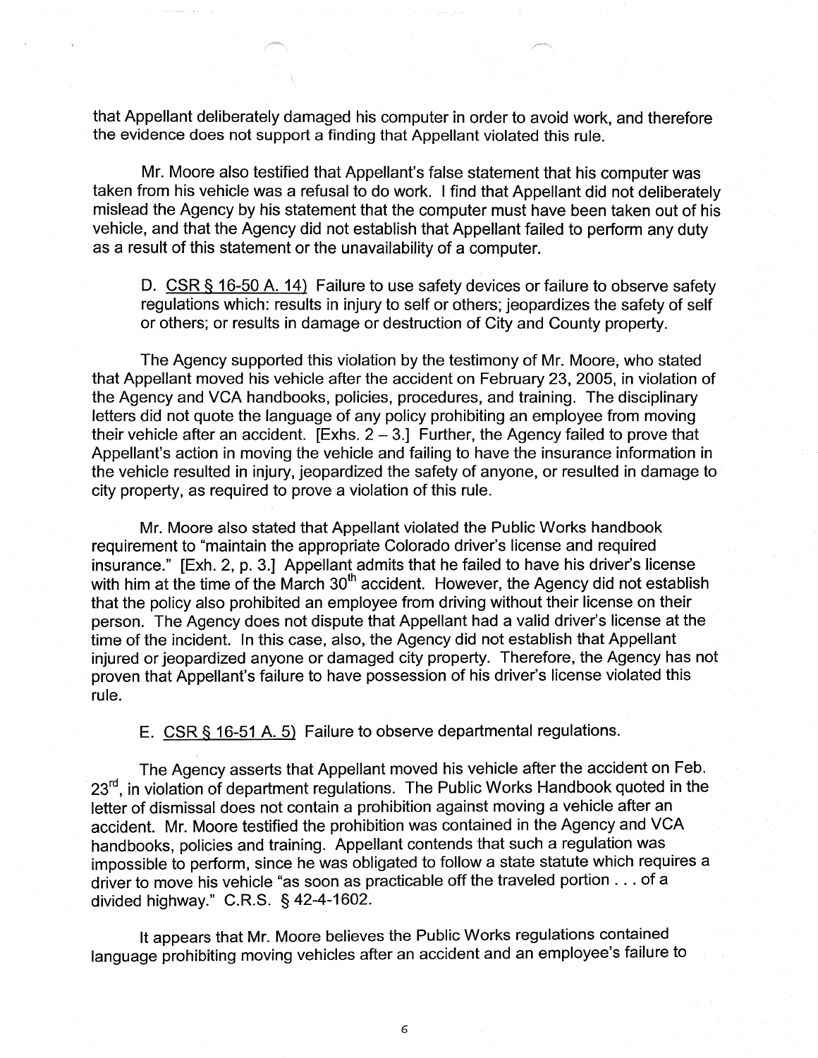that Appellant deliberately damaged his computer in order to avoid work, and therefore the evidence does not support a finding that Appellant violated this rule.

Mr. Moore also testified that Appellant's false statement that his computer was taken from his vehicle was a refusal to do work. I find that Appellant did not deliberately mislead the Agency by his statement that the computer must have been taken out of his vehicle, and that the Agency did not establish that Appellant failed to perform any duty as a result of this statement or the unavailability of a computer.

D. CSR § 16-50 A. 14) Failure to use safety devices or failure to observe safety regulations which: results in injury to self or others; jeopardizes the safety of self or others; or results in damage or destruction of City and County property.

The Agency supported this violation by the testimony of Mr. Moore, who stated that Appellant moved his vehicle after the accident on February 23, 2005, in violation of the Agency and VCA handbooks, policies, procedures, and training. The disciplinary letters did not quote the language of any policy prohibiting an employee from moving their vehicle after an accident. [Exhs. 2 – 3.] Further, the Agency failed to prove that Appellant's action in moving the vehicle and failing to have the insurance information in the vehicle resulted in injury, jeopardized the safety of anyone, or resulted in damage to city property, as required to prove a violation of this rule.

Mr. Moore also stated that Appellant violated the Public Works handbook requirement to "maintain the appropriate Colorado driver's license and required insurance." [Exh. 2, p. 3.] Appellant admits that he failed to have his driver's license with him at the time of the March 30th accident. However, the Agency did not establish that the policy also prohibited an employee from driving without their license on their person. The Agency does not dispute that Appellant had a valid driver's license at the time of the incident. In this case, also, the Agency did not establish that Appellant injured or jeopardized anyone or damaged city property. Therefore, the Agency has not proven that Appellant's failure to have possession of his driver's license violated this rule.

E. CSR § 16-51 A. 5) Failure to observe departmental regulations.

The Agency asserts that Appellant moved his vehicle after the accident on Feb. 23rd, in violation of department regulations. The Public Works Handbook quoted in the letter of dismissal does not contain a prohibition against moving a vehicle after an accident. Mr. Moore testified the prohibition was contained in the Agency and VCA handbooks, policies and training. Appellant contends that such a regulation was impossible to perform, since he was obligated to follow a state statute which requires a driver to move his vehicle "as soon as practicable off the traveled portion . . . of a divided highway." C.R.S. § 42-4-1602.

It appears that Mr. Moore believes the Public Works regulations contained language prohibiting moving vehicles after an accident and an employee's failure to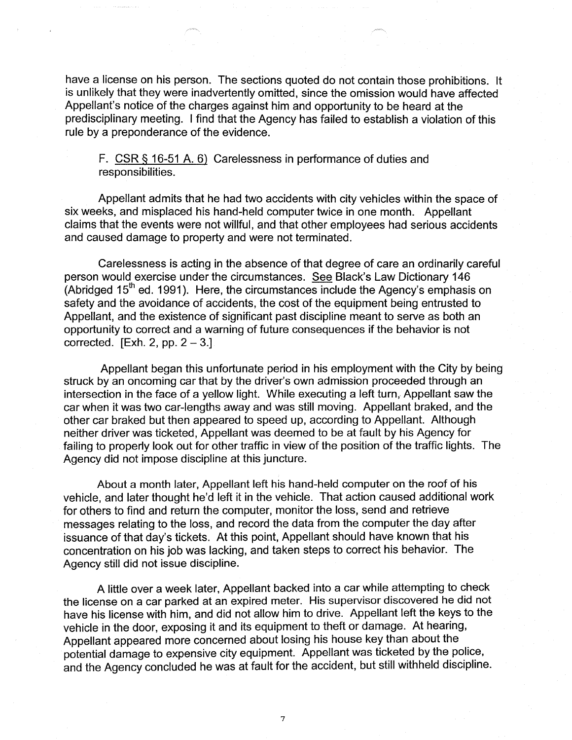have a license on his person. The sections quoted do not contain those prohibitions. It is unlikely that they were inadvertently omitted, since the omission would have affected Appellant's notice of the charges against him and opportunity to be heard at the predisciplinary meeting. I find that the Agency has failed to establish a violation of this rule by a preponderance of the evidence.

F. CSR § 16-51 A. 6) Carelessness in performance of duties and responsibilities.

Appellant admits that he had two accidents with city vehicles within the space of six weeks, and misplaced his hand-held computer twice in one month. Appellant claims that the events were not willful, and that other employees had serious accidents and caused damage to property and were not terminated.

Carelessness is acting in the absence of that degree of care an ordinarily careful person would exercise under the circumstances. See Black's Law Dictionary 146 (Abridged 15th ed. 1991). Here, the circumstances include the Agency's emphasis on safety and the avoidance of accidents, the cost of the equipment being entrusted to Appellant, and the existence of significant past discipline meant to serve as both an opportunity to correct and a warning of future consequences if the behavior is not corrected. [Exh. 2, pp. 2 – 3.]

Appellant began this unfortunate period in his employment with the City by being struck by an oncoming car that by the driver's own admission proceeded through an intersection in the face of a yellow light. While executing a left turn, Appellant saw the car when it was two car-lengths away and was still moving. Appellant braked, and the other car braked but then appeared to speed up, according to Appellant. Although neither driver was ticketed, Appellant was deemed to be at fault by his Agency for failing to properly look out for other traffic in view of the position of the traffic lights. The Agency did not impose discipline at this juncture.

About a month later, Appellant left his hand-held computer on the roof of his vehicle, and later thought he'd left it in the vehicle. That action caused additional work for others to find and return the computer, monitor the loss, send and retrieve messages relating to the loss, and record the data from the computer the day after issuance of that day's tickets. At this point, Appellant should have known that his concentration on his job was lacking, and taken steps to correct his behavior. The Agency still did not issue discipline.

A little over a week later, Appellant backed into a car while attempting to check the license on a car parked at an expired meter. His supervisor discovered he did not have his license with him, and did not allow him to drive. Appellant left the keys to the vehicle in the door, exposing it and its equipment to theft or damage. At hearing, Appellant appeared more concerned about losing his house key than about the potential damage to expensive city equipment. Appellant was ticketed by the police, and the Agency concluded he was at fault for the accident, but still withheld discipline.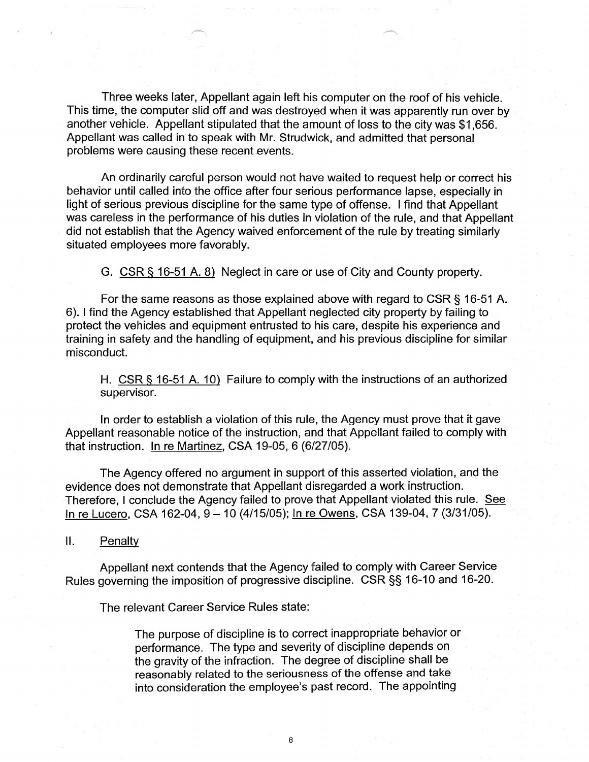Three weeks later, Appellant again left his computer on the roof of his vehicle. This time, the computer slid off and was destroyed when it was apparently run over by another vehicle. Appellant stipulated that the amount of loss to the city was $1,656. Appellant was called in to speak with Mr. Strudwick, and admitted that personal problems were causing these recent events.

An ordinarily careful person would not have waited to request help or correct his behavior until called into the office after four serious performance lapse, especially in light of serious previous discipline for the same type of offense. I find that Appellant was careless in the performance of his duties in violation of the rule, and that Appellant did not establish that the Agency waived enforcement of the rule by treating similarly situated employees more favorably.

G. CSR § 16-51 A. 8) Neglect in care or use of City and County property.

For the same reasons as those explained above with regard to CSR § 16-51 A. 6). I find the Agency established that Appellant neglected city property by failing to protect the vehicles and equipment entrusted to his care, despite his experience and training in safety and the handling of equipment, and his previous discipline for similar misconduct.

H. CSR § 16-51 A. 10) Failure to comply with the instructions of an authorized supervisor.

In order to establish a violation of this rule, the Agency must prove that it gave Appellant reasonable notice of the instruction, and that Appellant failed to comply with that instruction. In re Martinez, CSA 19-05, 6 (6/27/05).

The Agency offered no argument in support of this asserted violation, and the evidence does not demonstrate that Appellant disregarded a work instruction. Therefore, I conclude the Agency failed to prove that Appellant violated this rule. See In re Lucero, CSA 162-04, 9 – 10 (4/15/05); In re Owens, CSA 139-04, 7 (3/31/05).

## II. Penalty

Appellant next contends that the Agency failed to comply with Career Service Rules governing the imposition of progressive discipline. CSR §§ 16-10 and 16-20.

The relevant Career Service Rules state:

> The purpose of discipline is to correct inappropriate behavior or performance. The type and severity of discipline depends on the gravity of the infraction. The degree of discipline shall be reasonably related to the seriousness of the offense and take into consideration the employee's past record. The appointing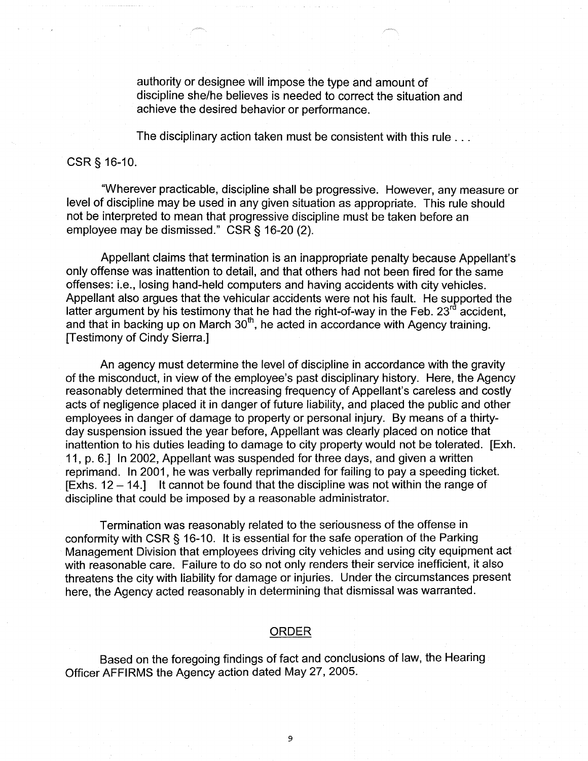authority or designee will impose the type and amount of discipline she/he believes is needed to correct the situation and achieve the desired behavior or performance.

The disciplinary action taken must be consistent with this rule . . .

CSR § 16-10.

"Wherever practicable, discipline shall be progressive. However, any measure or level of discipline may be used in any given situation as appropriate. This rule should not be interpreted to mean that progressive discipline must be taken before an employee may be dismissed." CSR § 16-20 (2).

Appellant claims that termination is an inappropriate penalty because Appellant's only offense was inattention to detail, and that others had not been fired for the same offenses: i.e., losing hand-held computers and having accidents with city vehicles. Appellant also argues that the vehicular accidents were not his fault. He supported the latter argument by his testimony that he had the right-of-way in the Feb. 23rd accident, and that in backing up on March 30th, he acted in accordance with Agency training. [Testimony of Cindy Sierra.]

An agency must determine the level of discipline in accordance with the gravity of the misconduct, in view of the employee's past disciplinary history. Here, the Agency reasonably determined that the increasing frequency of Appellant's careless and costly acts of negligence placed it in danger of future liability, and placed the public and other employees in danger of damage to property or personal injury. By means of a thirty-day suspension issued the year before, Appellant was clearly placed on notice that inattention to his duties leading to damage to city property would not be tolerated. [Exh. 11, p. 6.] In 2002, Appellant was suspended for three days, and given a written reprimand. In 2001, he was verbally reprimanded for failing to pay a speeding ticket. [Exhs. 12 – 14.] It cannot be found that the discipline was not within the range of discipline that could be imposed by a reasonable administrator.

Termination was reasonably related to the seriousness of the offense in conformity with CSR § 16-10. It is essential for the safe operation of the Parking Management Division that employees driving city vehicles and using city equipment act with reasonable care. Failure to do so not only renders their service inefficient, it also threatens the city with liability for damage or injuries. Under the circumstances present here, the Agency acted reasonably in determining that dismissal was warranted.

## ORDER

Based on the foregoing findings of fact and conclusions of law, the Hearing Officer AFFIRMS the Agency action dated May 27, 2005.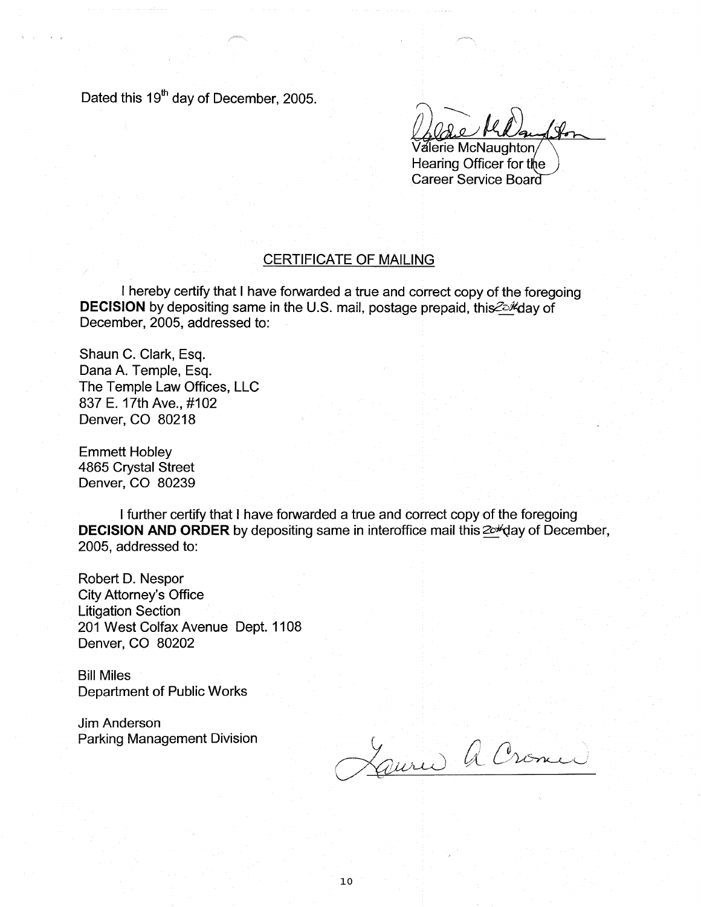Dated this 19th day of December, 2005.

Valerie McNaughton
Hearing Officer for the
Career Service Board

## CERTIFICATE OF MAILING

I hereby certify that I have forwarded a true and correct copy of the foregoing **DECISION** by depositing same in the U.S. mail, postage prepaid, this 20th day of December, 2005, addressed to:

Shaun C. Clark, Esq.
Dana A. Temple, Esq.
The Temple Law Offices, LLC
837 E. 17th Ave., #102
Denver, CO 80218

Emmett Hobley
4865 Crystal Street
Denver, CO 80239

I further certify that I have forwarded a true and correct copy of the foregoing **DECISION AND ORDER** by depositing same in interoffice mail this 20th day of December, 2005, addressed to:

Robert D. Nespor
City Attorney's Office
Litigation Section
201 West Colfax Avenue Dept. 1108
Denver, CO 80202

Bill Miles
Department of Public Works

Jim Anderson
Parking Management Division